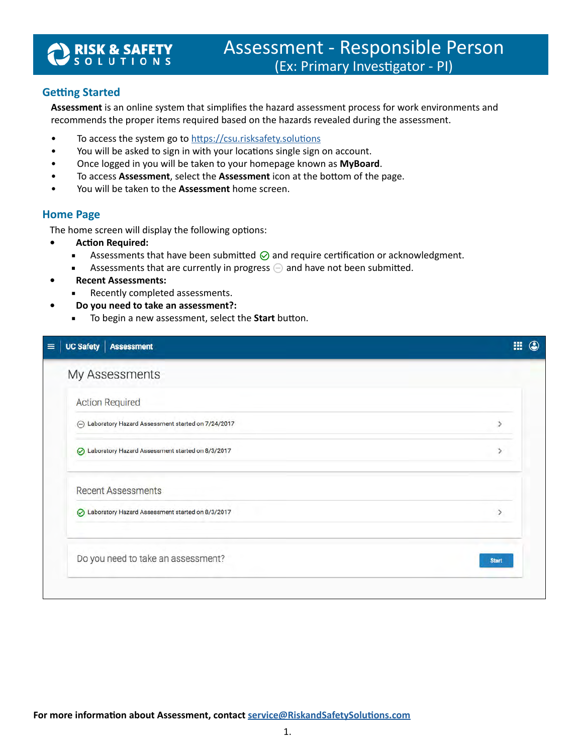# Assessment - Responsible Person
(Ex: Primary Investigator - PI)

## Getting Started

**Assessment** is an online system that simplifies the hazard assessment process for work environments and recommends the proper items required based on the hazards revealed during the assessment.

- To access the system go to [https://csu.risksafety.solutions](https://csu.risksafety.solutions)
- You will be asked to sign in with your locations single sign on account.
- Once logged in you will be taken to your homepage known as **MyBoard**.
- To access **Assessment**, select the **Assessment** icon at the bottom of the page.
- You will be taken to the **Assessment** home screen.

## Home Page

The home screen will display the following options:

- **Action Required:**
  - Assessments that have been submitted ✓ and require certification or acknowledgment.
  - Assessments that are currently in progress ⊖ and have not been submitted.
- **Recent Assessments:**
  - Recently completed assessments.
- **Do you need to take an assessment?:**
  - To begin a new assessment, select the **Start** button.

≡ | UC Safety | Assessment

My Assessments

Action Required

- ⊖ Laboratory Hazard Assessment started on 7/24/2017 >
- ✓ Laboratory Hazard Assessment started on 8/3/2017 >

Recent Assessments

- ✓ Laboratory Hazard Assessment started on 8/3/2017 >

Do you need to take an assessment? [Start]

**For more information about Assessment, contact [service@RiskandSafetySolutions.com](mailto:service@RiskandSafetySolutions.com)**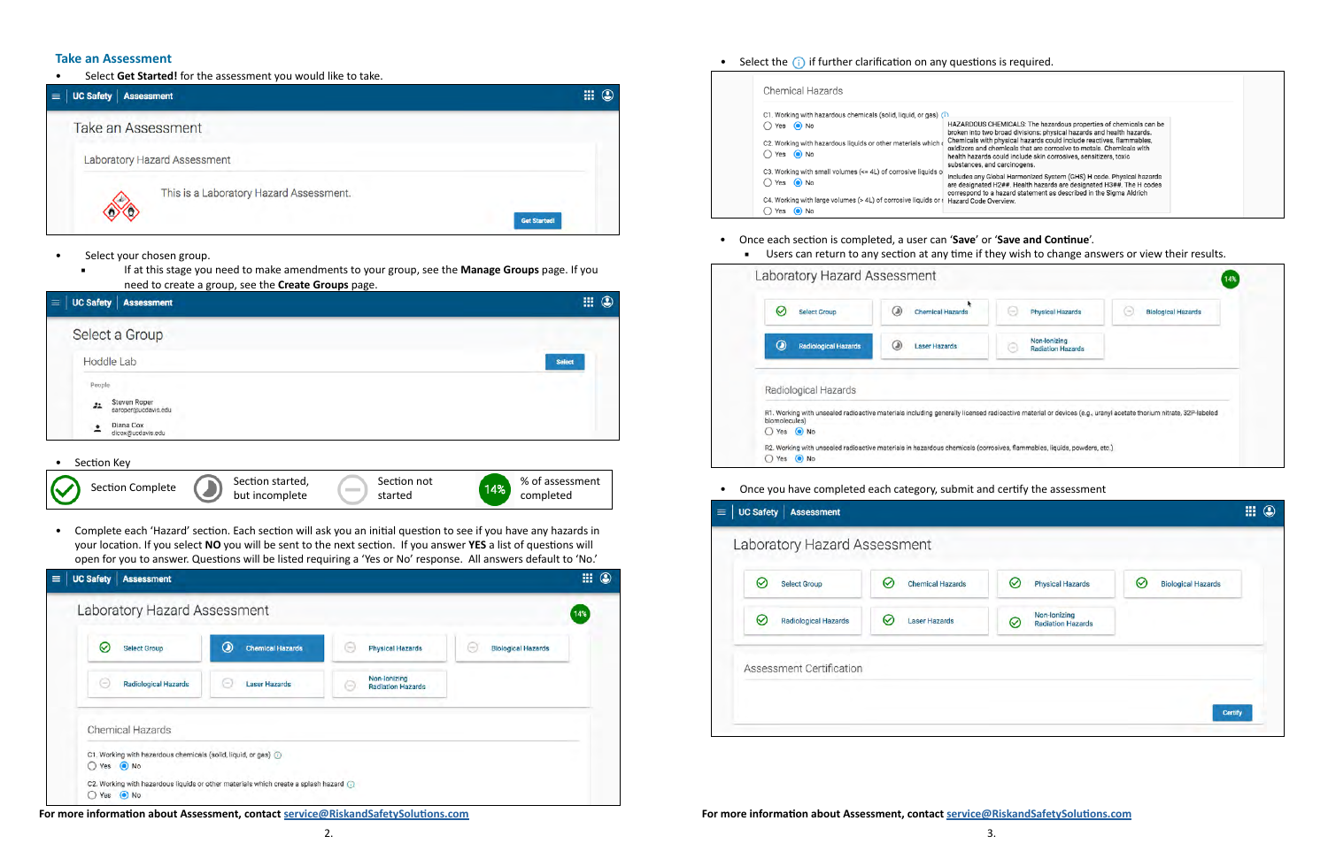## Take an Assessment

- Select **Get Started!** for the assessment you would like to take.

UC Safety | Assessment

Take an Assessment

Laboratory Hazard Assessment

This is a Laboratory Hazard Assessment.

Get Started!

- Select your chosen group.
  - If at this stage you need to make amendments to your group, see the **Manage Groups** page. If you need to create a group, see the **Create Groups** page.

UC Safety | Assessment

Select a Group

Hoddle Lab — Select

People

Steven Roper — saroper@ucdavis.edu

Diana Cox — dlcox@ucdavis.edu

- Section Key

| Section Complete | Section started, but incomplete | Section not started | 14% — % of assessment completed |
|---|---|---|---|

- Complete each 'Hazard' section. Each section will ask you an initial question to see if you have any hazards in your location. If you select **NO** you will be sent to the next section. If you answer **YES** a list of questions will open for you to answer. Questions will be listed requiring a 'Yes or No' response. All answers default to 'No.'

UC Safety | Assessment

Laboratory Hazard Assessment — 14%

Select Group | Chemical Hazards | Physical Hazards | Biological Hazards | Radiological Hazards | Laser Hazards | Non-Ionizing Radiation Hazards

Chemical Hazards

C1. Working with hazardous chemicals (solid, liquid, or gas) — Yes / No

C2. Working with hazardous liquids or other materials which create a splash hazard — Yes / No

**For more information about Assessment, contact service@RiskandSafetySolutions.com**

- Select the ⓘ if further clarification on any questions is required.

Chemical Hazards

C1. Working with hazardous chemicals (solid, liquid, or gas) — Yes / No

C2. Working with hazardous liquids or other materials which c... — Yes / No

C3. Working with small volumes (<= 4L) of corrosive liquids o... — Yes / No

C4. Working with large volumes (> 4L) of corrosive liquids or ... — Yes / No

HAZARDOUS CHEMICALS: The hazardous properties of chemicals can be broken into two broad divisions: physical hazards and health hazards. Chemicals with physical hazards could include reactives, flammables, oxidizers and chemicals that are corrosive to metals. Chemicals with health hazards could include skin corrosives, sensitizers, toxic substances, and carcinogens.

Includes any Global Harmonized System (GHS) H code. Physical hazards are designated H2##. Health hazards are designated H3##. The H codes correspond to a hazard statement as described in the Sigma Aldrich Hazard Code Overview.

- Once each section is completed, a user can **'Save'** or **'Save and Continue'**.
  - Users can return to any section at any time if they wish to change answers or view their results.

Laboratory Hazard Assessment — 14%

Select Group | Chemical Hazards | Physical Hazards | Biological Hazards | Radiological Hazards | Laser Hazards | Non-Ionizing Radiation Hazards

Radiological Hazards

R1. Working with unsealed radioactive materials including generally licensed radioactive material or devices (e.g., uranyl acetate thorium nitrate, 32P-labeled biomolecules) — Yes / No

R2. Working with unsealed radioactive materials in hazardous chemicals (corrosives, flammables, liquids, powders, etc.) — Yes / No

- Once you have completed each category, submit and certify the assessment

UC Safety | Assessment

Laboratory Hazard Assessment

Select Group | Chemical Hazards | Physical Hazards | Biological Hazards | Radiological Hazards | Laser Hazards | Non-Ionizing Radiation Hazards

Assessment Certification

Certify

**For more information about Assessment, contact service@RiskandSafetySolutions.com**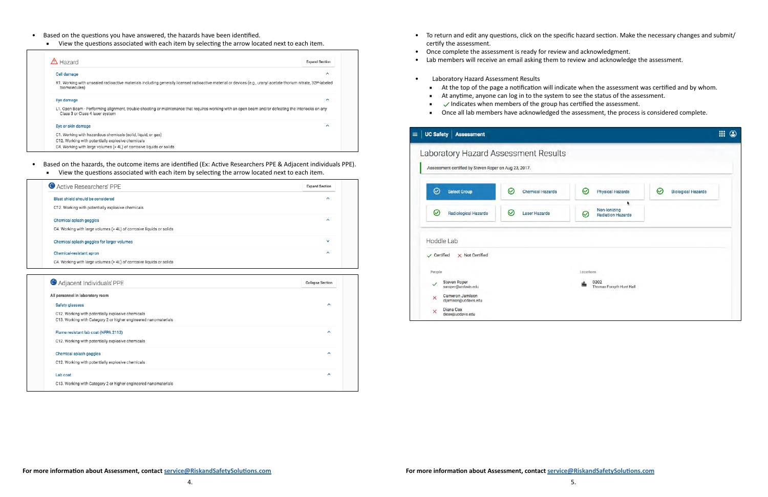- Based on the questions you have answered, the hazards have been identified.
  - View the questions associated with each item by selecting the arrow located next to each item.

Hazard — Expand Section

Cell damage
R1. Working with unsealed radioactive materials including generally licensed radioactive material or devices (e.g., uranyl acetate thorium nitrate, 32P-labelled biomolecules)

Eye damage
L1. Open Beam - Performing allignment, trouble-shooting or maintenance that requires working with an open beam and/or defeating the interlocks on any Class 3 or Class 4 laser system

Eye or skin damage
C1. Working with hazardous chemicals (solid, liquid, or gas)
C12. Working with potentially explosive chemicals
C4. Working with large volumes (> 4L) of corrosive liquids or solids

- Based on the hazards, the outcome items are identified (Ex: Active Researchers PPE & Adjacent individuals PPE).
  - View the questions associated with each item by selecting the arrow located next to each item.

Active Researchers' PPE — Expand Section

Blast shield should be considered
C12. Working with potentially explosive chemicals

Chemical splash goggles
C4. Working with large volumes (> 4L) of corrosive liquids or solids

Chemical splash goggles for larger volumes

Chemical-resistant apron
C4. Working with large volumes (> 4L) of corrosive liquids or solids

Adjacent Individuals' PPE — Collapse Section

All personnel in laboratory room

Safety glasses
C12. Working with potentially explosive chemicals
C13. Working with Category 2 or higher engineered nanomaterials

Flame resistant lab coat (NFPA 2112)
C12. Working with potentially explosive chemicals

Chemical splash goggles
C12. Working with potentially explosive chemicals

Lab coat
C13. Working with Category 2 or higher engineered nanomaterials

**For more information about Assessment, contact [service@RiskandSafetySolutions.com](mailto:service@RiskandSafetySolutions.com)**

- To return and edit any questions, click on the specific hazard section. Make the necessary changes and submit/ certify the assessment.
- Once complete the assessment is ready for review and acknowledgment.
- Lab members will receive an email asking them to review and acknowledge the assessment.

- Laboratory Hazard Assessment Results
  - At the top of the page a notification will indicate when the assessment was certified and by whom.
  - At anytime, anyone can log in to the system to see the status of the assessment.
  - ✓ Indicates when members of the group has certified the assessment.
  - Once all lab members have acknowledged the assessment, the process is considered complete.

UC Safety | Assessment

Laboratory Hazard Assessment Results

Assessment certified by Steven Roper on Aug 23, 2017.

Select Group | Chemical Hazards | Physical Hazards | Biological Hazards | Radiological Hazards | Laser Hazards | Non-Ionizing Radiation Hazards

Hoddle Lab

✓ Certified ✗ Not Certified

People
✓ Steven Roper — saroper@ucdavis.edu
✗ Cameron Jamison — cljamison@ucdavis.edu
✗ Diana Cox — dlcox@ucdavis.edu

Locations
0202 — Thomas Forsyth Hunt Hall

**For more information about Assessment, contact [service@RiskandSafetySolutions.com](mailto:service@RiskandSafetySolutions.com)**